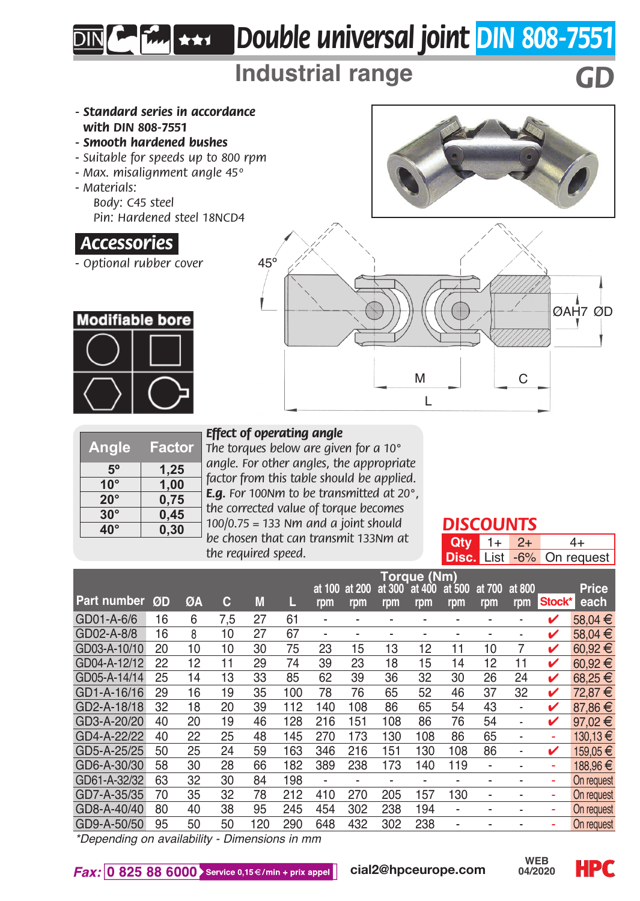# Double universal joint DIN 808-7551

## Industrial range

**GD**

- ***Standard series in accordance with DIN 808-7551***
- ***Smooth hardened bushes***
- *Suitable for speeds up to 800 rpm*
- *Max. misalignment angle 45°*
- *Materials:*
  - *Body: C45 steel*
  - *Pin: Hardened steel 18NCD4*

## Accessories

- *Optional rubber cover*

**Modifiable bore**

45° ØAH7 ØD M C L

| Angle | Factor |
|---|---|
| 5° | 1,25 |
| 10° | 1,00 |
| 20° | 0,75 |
| 30° | 0,45 |
| 40° | 0,30 |

***Effect of operating angle***

*The torques below are given for a 10° angle. For other angles, the appropriate factor from this table should be applied.* ***E.g.*** *For 100Nm to be transmitted at 20°, the corrected value of torque becomes 100/0.75 = 133 Nm and a joint should be chosen that can transmit 133Nm at the required speed.*

**DISCOUNTS**

| Qty | 1+ | 2+ | 4+ |
|---|---|---|---|
| Disc. | List | -6% | On request |

| Part number | ØD | ØA | C | M | L | Torque (Nm) at 100 rpm | at 200 rpm | at 300 rpm | at 400 rpm | at 500 rpm | at 700 rpm | at 800 rpm | Stock* | Price each |
|---|---|---|---|---|---|---|---|---|---|---|---|---|---|---|
| GD01-A-6/6 | 16 | 6 | 7,5 | 27 | 61 | - | - | - | - | - | - | - | ✔ | 58,04 € |
| GD02-A-8/8 | 16 | 8 | 10 | 27 | 67 | - | - | - | - | - | - | - | ✔ | 58,04 € |
| GD03-A-10/10 | 20 | 10 | 10 | 30 | 75 | 23 | 15 | 13 | 12 | 11 | 10 | 7 | ✔ | 60,92 € |
| GD04-A-12/12 | 22 | 12 | 11 | 29 | 74 | 39 | 23 | 18 | 15 | 14 | 12 | 11 | ✔ | 60,92 € |
| GD05-A-14/14 | 25 | 14 | 13 | 33 | 85 | 62 | 39 | 36 | 32 | 30 | 26 | 24 | ✔ | 68,25 € |
| GD1-A-16/16 | 29 | 16 | 19 | 35 | 100 | 78 | 76 | 65 | 52 | 46 | 37 | 32 | ✔ | 72,87 € |
| GD2-A-18/18 | 32 | 18 | 20 | 39 | 112 | 140 | 108 | 86 | 65 | 54 | 43 | - | ✔ | 87,86 € |
| GD3-A-20/20 | 40 | 20 | 19 | 46 | 128 | 216 | 151 | 108 | 86 | 76 | 54 | - | ✔ | 97,02 € |
| GD4-A-22/22 | 40 | 22 | 25 | 48 | 145 | 270 | 173 | 130 | 108 | 86 | 65 | - | - | 130,13 € |
| GD5-A-25/25 | 50 | 25 | 24 | 59 | 163 | 346 | 216 | 151 | 130 | 108 | 86 | - | ✔ | 159,05 € |
| GD6-A-30/30 | 58 | 30 | 28 | 66 | 182 | 389 | 238 | 173 | 140 | 119 | - | - | - | 188,96 € |
| GD61-A-32/32 | 63 | 32 | 30 | 84 | 198 | - | - | - | - | - | - | - | - | On request |
| GD7-A-35/35 | 70 | 35 | 32 | 78 | 212 | 410 | 270 | 205 | 157 | 130 | - | - | - | On request |
| GD8-A-40/40 | 80 | 40 | 38 | 95 | 245 | 454 | 302 | 238 | 194 | - | - | - | - | On request |
| GD9-A-50/50 | 95 | 50 | 50 | 120 | 290 | 648 | 432 | 302 | 238 | - | - | - | - | On request |

*\*Depending on availability - Dimensions in mm*

**Fax: 0 825 88 6000** Service 0,15€/min + prix appel **cial2@hpceurope.com** WEB 04/2020 HPC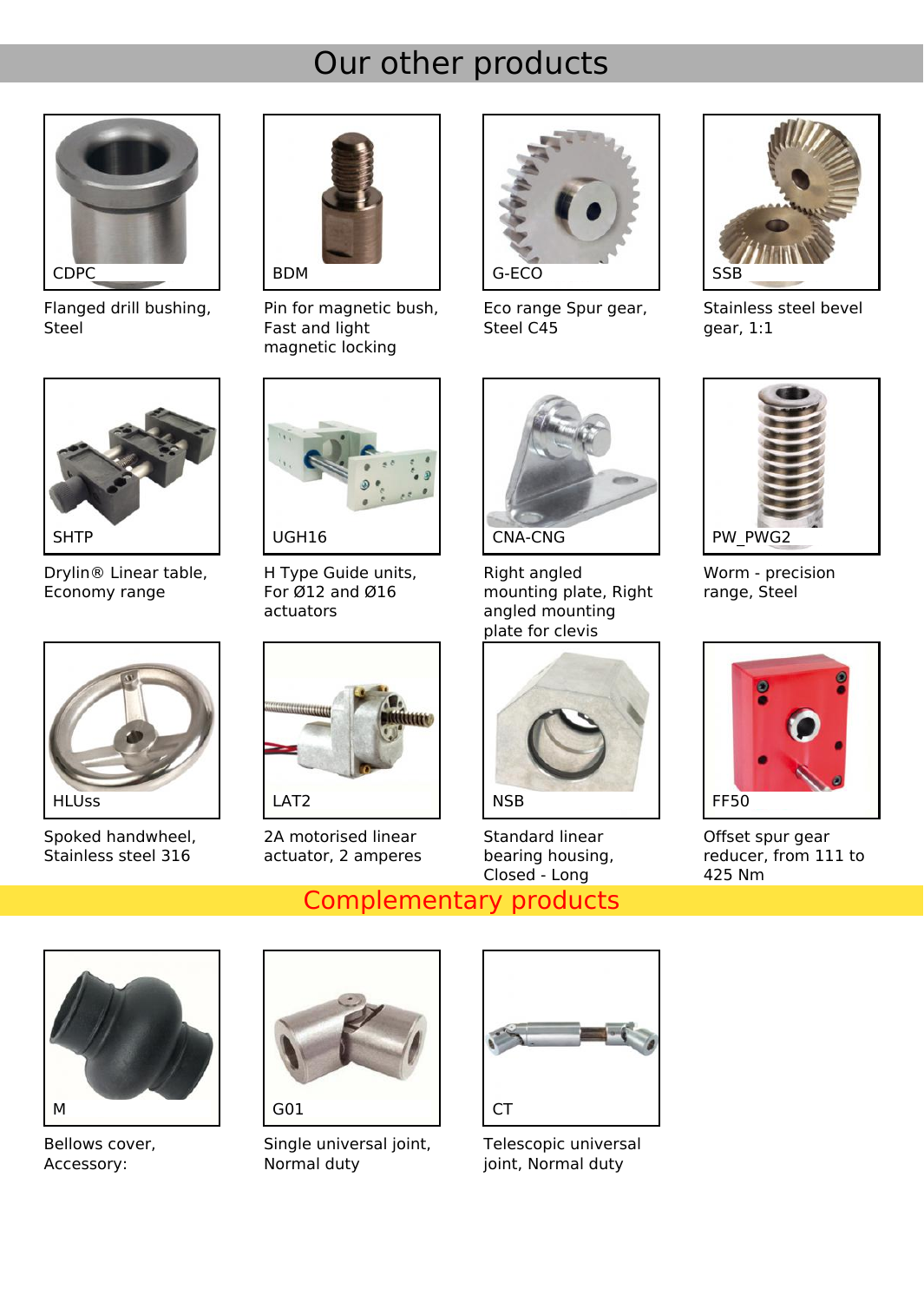# Our other products

CDPC

Flanged drill bushing, Steel

BDM

Pin for magnetic bush, Fast and light magnetic locking

G-ECO

Eco range Spur gear, Steel C45

SSB

Stainless steel bevel gear, 1:1

SHTP

Drylin® Linear table, Economy range

UGH16

H Type Guide units, For Ø12 and Ø16 actuators

CNA-CNG

Right angled mounting plate, Right angled mounting plate for clevis

PW_PWG2

Worm - precision range, Steel

HLUss

Spoked handwheel, Stainless steel 316

LAT2

2A motorised linear actuator, 2 amperes

NSB

Standard linear bearing housing, Closed - Long

FF50

Offset spur gear reducer, from 111 to 425 Nm

## Complementary products

M

Bellows cover, Accessory:

G01

Single universal joint, Normal duty

CT

Telescopic universal joint, Normal duty